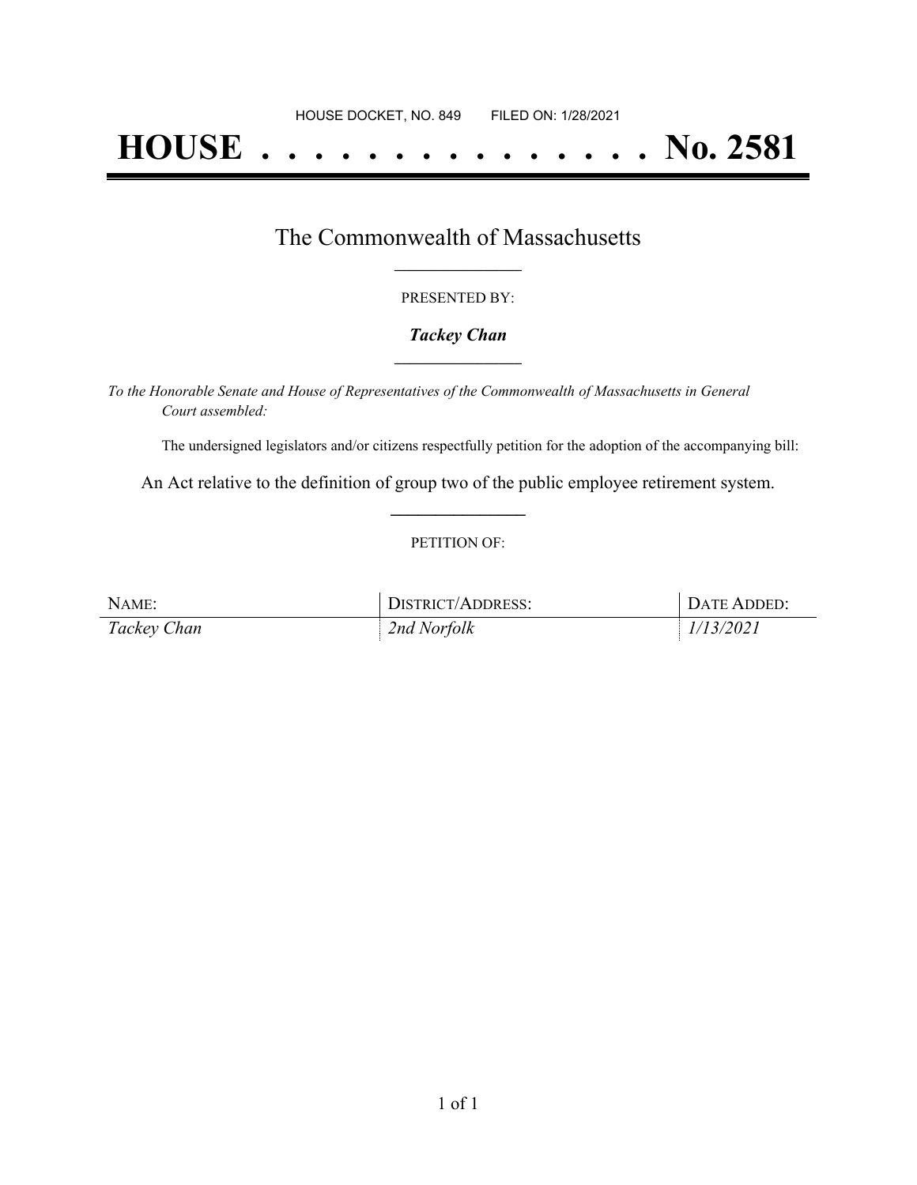HOUSE DOCKET, NO. 849 FILED ON: 1/28/2021

# HOUSE . . . . . . . . . . . . . . . No. 2581

## The Commonwealth of Massachusetts

PRESENTED BY:

***Tackey Chan***

*To the Honorable Senate and House of Representatives of the Commonwealth of Massachusetts in General Court assembled:*

The undersigned legislators and/or citizens respectfully petition for the adoption of the accompanying bill:

An Act relative to the definition of group two of the public employee retirement system.

PETITION OF:

| NAME: | DISTRICT/ADDRESS: | DATE ADDED: |
|---|---|---|
| *Tackey Chan* | *2nd Norfolk* | *1/13/2021* |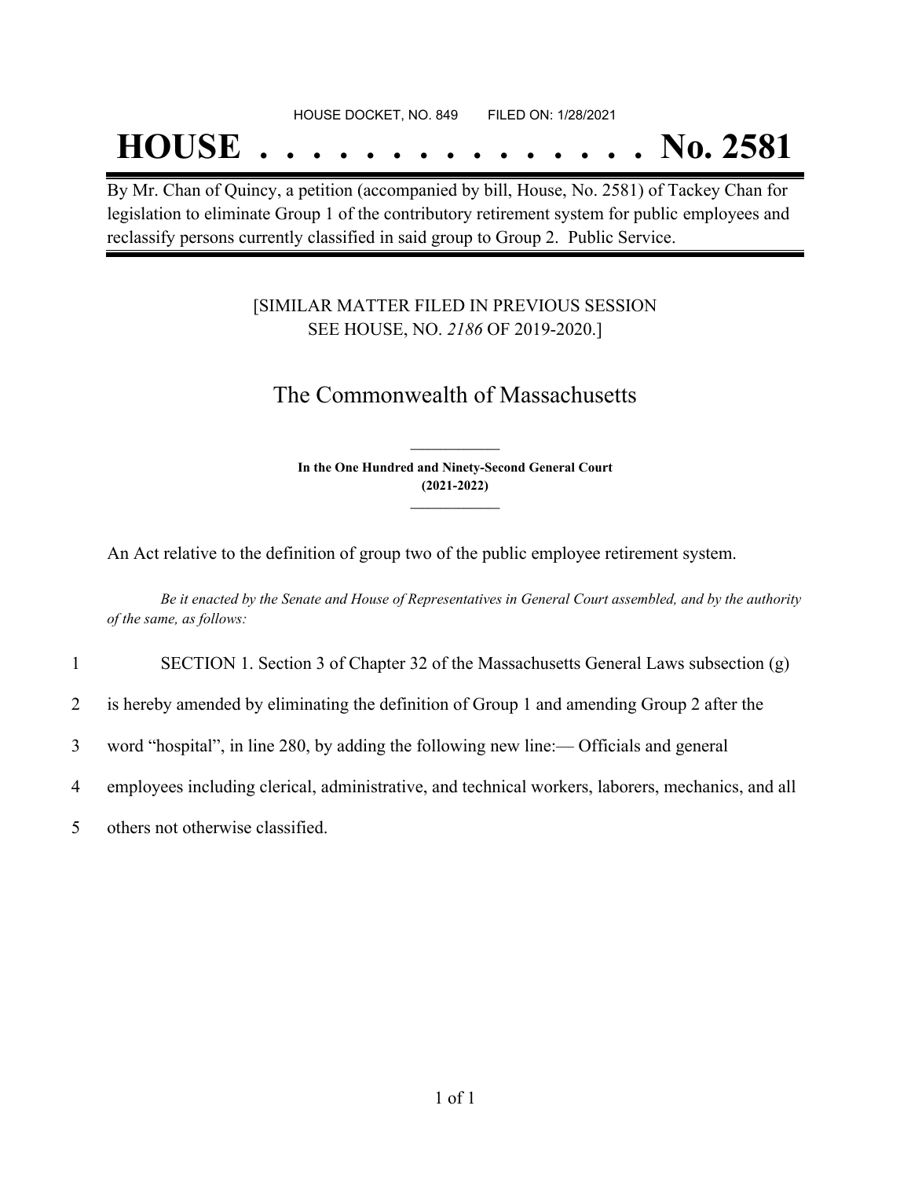HOUSE DOCKET, NO. 849 FILED ON: 1/28/2021

# HOUSE . . . . . . . . . . . . . . . No. 2581

By Mr. Chan of Quincy, a petition (accompanied by bill, House, No. 2581) of Tackey Chan for legislation to eliminate Group 1 of the contributory retirement system for public employees and reclassify persons currently classified in said group to Group 2. Public Service.

[SIMILAR MATTER FILED IN PREVIOUS SESSION SEE HOUSE, NO. *2186* OF 2019-2020.]

## The Commonwealth of Massachusetts

**In the One Hundred and Ninety-Second General Court (2021-2022)**

An Act relative to the definition of group two of the public employee retirement system.

*Be it enacted by the Senate and House of Representatives in General Court assembled, and by the authority of the same, as follows:*

1 SECTION 1. Section 3 of Chapter 32 of the Massachusetts General Laws subsection (g)
2 is hereby amended by eliminating the definition of Group 1 and amending Group 2 after the
3 word "hospital", in line 280, by adding the following new line:— Officials and general
4 employees including clerical, administrative, and technical workers, laborers, mechanics, and all
5 others not otherwise classified.